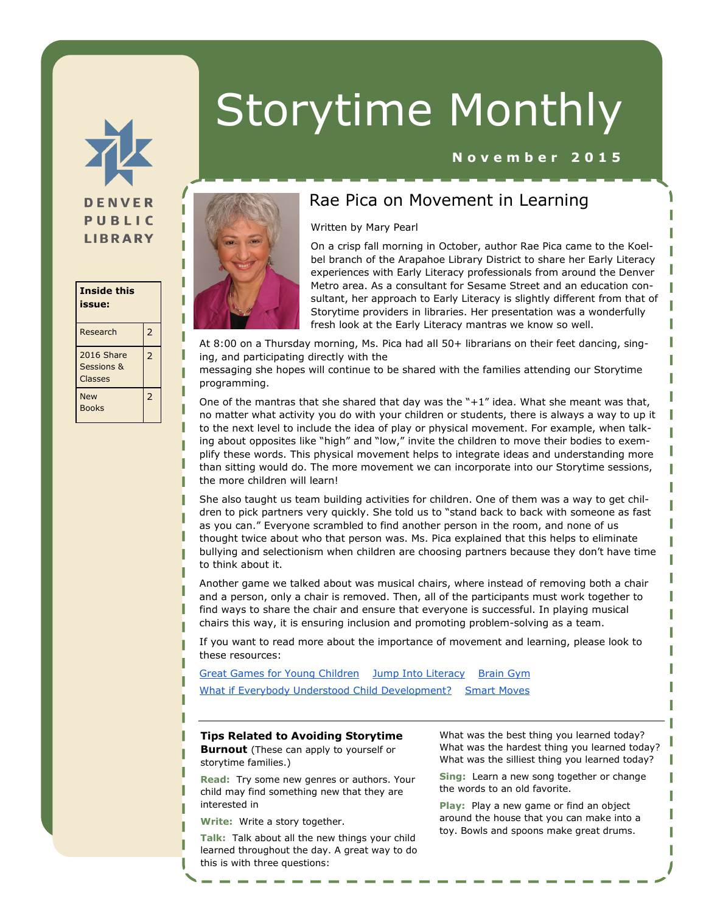DENVER PUBLIC LIBRARY

# Storytime Monthly

**November 2015**

| Inside this issue: | |
|---|---|
| Research | 2 |
| 2016 Share Sessions & Classes | 2 |
| New Books | 2 |

## Rae Pica on Movement in Learning

Written by Mary Pearl

On a crisp fall morning in October, author Rae Pica came to the Koelbel branch of the Arapahoe Library District to share her Early Literacy experiences with Early Literacy professionals from around the Denver Metro area. As a consultant for Sesame Street and an education consultant, her approach to Early Literacy is slightly different from that of Storytime providers in libraries. Her presentation was a wonderfully fresh look at the Early Literacy mantras we know so well.

At 8:00 on a Thursday morning, Ms. Pica had all 50+ librarians on their feet dancing, singing, and participating directly with the messaging she hopes will continue to be shared with the families attending our Storytime programming.

One of the mantras that she shared that day was the "+1" idea. What she meant was that, no matter what activity you do with your children or students, there is always a way to up it to the next level to include the idea of play or physical movement. For example, when talking about opposites like "high" and "low," invite the children to move their bodies to exemplify these words. This physical movement helps to integrate ideas and understanding more than sitting would do. The more movement we can incorporate into our Storytime sessions, the more children will learn!

She also taught us team building activities for children. One of them was a way to get children to pick partners very quickly. She told us to "stand back to back with someone as fast as you can." Everyone scrambled to find another person in the room, and none of us thought twice about who that person was. Ms. Pica explained that this helps to eliminate bullying and selectionism when children are choosing partners because they don't have time to think about it.

Another game we talked about was musical chairs, where instead of removing both a chair and a person, only a chair is removed. Then, all of the participants must work together to find ways to share the chair and ensure that everyone is successful. In playing musical chairs this way, it is ensuring inclusion and promoting problem-solving as a team.

If you want to read more about the importance of movement and learning, please look to these resources:

Great Games for Young Children  Jump Into Literacy  Brain Gym
What if Everybody Understood Child Development?  Smart Moves

**Tips Related to Avoiding Storytime Burnout** (These can apply to yourself or storytime families.)

**Read:** Try some new genres or authors. Your child may find something new that they are interested in

**Write:** Write a story together.

**Talk:** Talk about all the new things your child learned throughout the day. A great way to do this is with three questions:

What was the best thing you learned today?
What was the hardest thing you learned today?
What was the silliest thing you learned today?

**Sing:** Learn a new song together or change the words to an old favorite.

**Play:** Play a new game or find an object around the house that you can make into a toy. Bowls and spoons make great drums.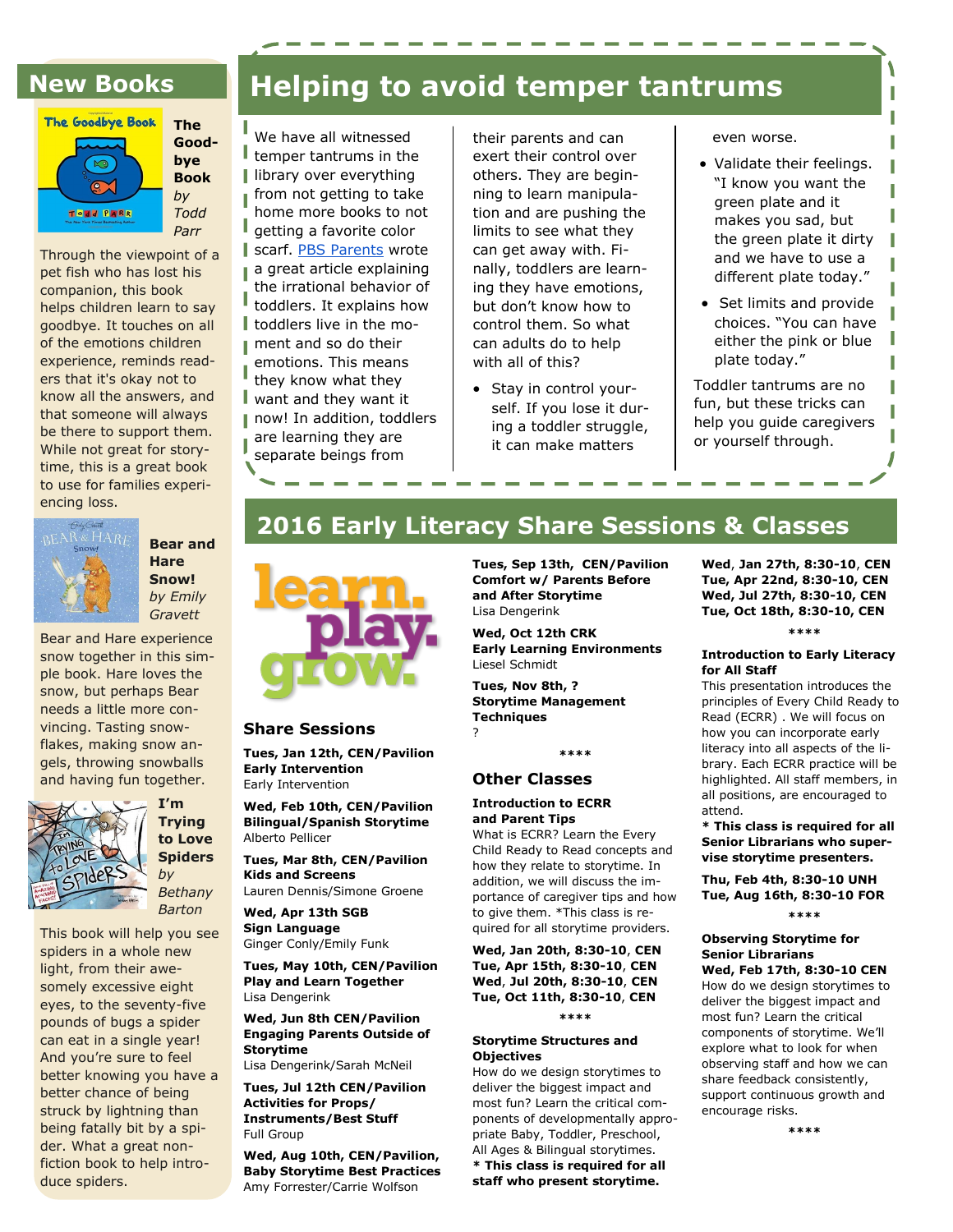## New Books

**The Goodbye Book** *by Todd Parr*

Through the viewpoint of a pet fish who has lost his companion, this book helps children learn to say goodbye. It touches on all of the emotions children experience, reminds readers that it's okay not to know all the answers, and that someone will always be there to support them. While not great for storytime, this is a great book to use for families experiencing loss.

**Bear and Hare Snow!** *by Emily Gravett*

Bear and Hare experience snow together in this simple book. Hare loves the snow, but perhaps Bear needs a little more convincing. Tasting snowflakes, making snow angels, throwing snowballs and having fun together.

**I'm Trying to Love Spiders** *by Bethany Barton*

This book will help you see spiders in a whole new light, from their awesomely excessive eight eyes, to the seventy-five pounds of bugs a spider can eat in a single year! And you're sure to feel better knowing you have a better chance of being struck by lightning than being fatally bit by a spider. What a great nonfiction book to help introduce spiders.

# Helping to avoid temper tantrums

We have all witnessed temper tantrums in the library over everything from not getting to take home more books to not getting a favorite color scarf. PBS Parents wrote a great article explaining the irrational behavior of toddlers. It explains how toddlers live in the moment and so do their emotions. This means they know what they want and they want it now! In addition, toddlers are learning they are separate beings from their parents and can exert their control over others. They are beginning to learn manipulation and are pushing the limits to see what they can get away with. Finally, toddlers are learning they have emotions, but don't know how to control them. So what can adults do to help with all of this?

- Stay in control yourself. If you lose it during a toddler struggle, it can make matters even worse.
- Validate their feelings. "I know you want the green plate and it makes you sad, but the green plate it dirty and we have to use a different plate today."
- Set limits and provide choices. "You can have either the pink or blue plate today."

Toddler tantrums are no fun, but these tricks can help you guide caregivers or yourself through.

# 2016 Early Literacy Share Sessions & Classes

learn. play. grow.

### Share Sessions

**Tues, Jan 12th, CEN/Pavilion**
**Early Intervention**
Early Intervention

**Wed, Feb 10th, CEN/Pavilion**
**Bilingual/Spanish Storytime**
Alberto Pellicer

**Tues, Mar 8th, CEN/Pavilion**
**Kids and Screens**
Lauren Dennis/Simone Groene

**Wed, Apr 13th SGB**
**Sign Language**
Ginger Conly/Emily Funk

**Tues, May 10th, CEN/Pavilion**
**Play and Learn Together**
Lisa Dengerink

**Wed, Jun 8th CEN/Pavilion**
**Engaging Parents Outside of Storytime**
Lisa Dengerink/Sarah McNeil

**Tues, Jul 12th CEN/Pavilion**
**Activities for Props/ Instruments/Best Stuff**
Full Group

**Wed, Aug 10th, CEN/Pavilion,**
**Baby Storytime Best Practices**
Amy Forrester/Carrie Wolfson

**Tues, Sep 13th, CEN/Pavilion**
**Comfort w/ Parents Before and After Storytime**
Lisa Dengerink

**Wed, Oct 12th CRK**
**Early Learning Environments**
Liesel Schmidt

**Tues, Nov 8th, ?**
**Storytime Management Techniques**
?

****

### Other Classes

**Introduction to ECRR and Parent Tips**
What is ECRR? Learn the Every Child Ready to Read concepts and how they relate to storytime. In addition, we will discuss the importance of caregiver tips and how to give them. *This class is required for all storytime providers.

**Wed, Jan 20th, 8:30-10, CEN**
**Tue, Apr 15th, 8:30-10, CEN**
**Wed, Jul 20th, 8:30-10, CEN**
**Tue, Oct 11th, 8:30-10, CEN**

****

**Storytime Structures and Objectives**
How do we design storytimes to deliver the biggest impact and most fun? Learn the critical components of developmentally appropriate Baby, Toddler, Preschool, All Ages & Bilingual storytimes.
**\* This class is required for all staff who present storytime.**

**Wed, Jan 27th, 8:30-10, CEN**
**Tue, Apr 22nd, 8:30-10, CEN**
**Wed, Jul 27th, 8:30-10, CEN**
**Tue, Oct 18th, 8:30-10, CEN**

****

**Introduction to Early Literacy for All Staff**
This presentation introduces the principles of Every Child Ready to Read (ECRR) . We will focus on how you can incorporate early literacy into all aspects of the library. Each ECRR practice will be highlighted. All staff members, in all positions, are encouraged to attend.
**\* This class is required for all Senior Librarians who supervise storytime presenters.**

**Thu, Feb 4th, 8:30-10 UNH**
**Tue, Aug 16th, 8:30-10 FOR**

****

**Observing Storytime for Senior Librarians**
**Wed, Feb 17th, 8:30-10 CEN**
How do we design storytimes to deliver the biggest impact and most fun? Learn the critical components of storytime. We'll explore what to look for when observing staff and how we can share feedback consistently, support continuous growth and encourage risks.

****